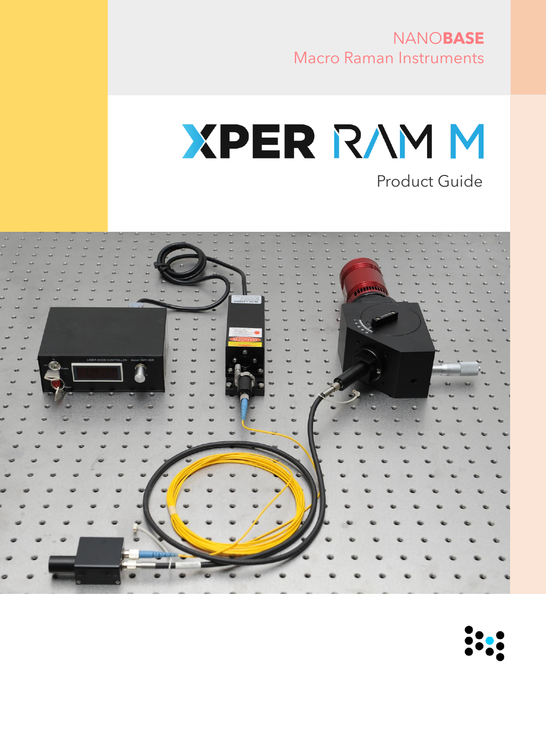NANO**BASE**
Macro Raman Instruments

# XPER RAM M

Product Guide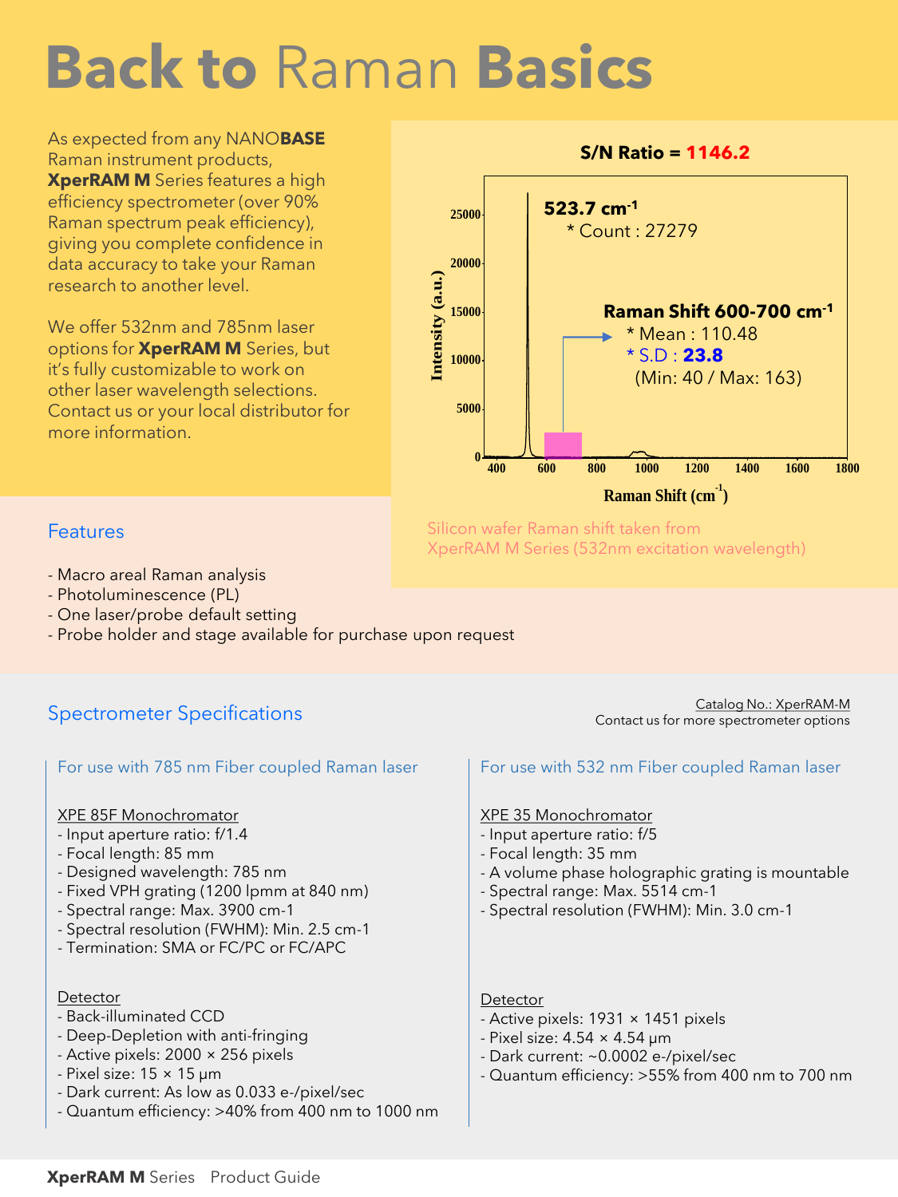# Back to Raman Basics

As expected from any NANO**BASE** Raman instrument products, **XperRAM M** Series features a high efficiency spectrometer (over 90% Raman spectrum peak efficiency), giving you complete confidence in data accuracy to take your Raman research to another level.

We offer 532nm and 785nm laser options for **XperRAM M** Series, but it's fully customizable to work on other laser wavelength selections. Contact us or your local distributor for more information.

**S/N Ratio = 1146.2**

**523.7 cm$^{-1}$**
* Count : 27279

**Raman Shift 600-700 cm$^{-1}$**
* Mean : 110.48
* S.D : **23.8**
(Min: 40 / Max: 163)

Silicon wafer Raman shift taken from XperRAM M Series (532nm excitation wavelength)

## Features

- Macro areal Raman analysis
- Photoluminescence (PL)
- One laser/probe default setting
- Probe holder and stage available for purchase upon request

## Spectrometer Specifications

Catalog No.: XperRAM-M
Contact us for more spectrometer options

### For use with 785 nm Fiber coupled Raman laser

XPE 85F Monochromator
- Input aperture ratio: f/1.4
- Focal length: 85 mm
- Designed wavelength: 785 nm
- Fixed VPH grating (1200 lpmm at 840 nm)
- Spectral range: Max. 3900 cm-1
- Spectral resolution (FWHM): Min. 2.5 cm-1
- Termination: SMA or FC/PC or FC/APC

Detector
- Back-illuminated CCD
- Deep-Depletion with anti-fringing
- Active pixels: 2000 × 256 pixels
- Pixel size: 15 × 15 µm
- Dark current: As low as 0.033 e-/pixel/sec
- Quantum efficiency: >40% from 400 nm to 1000 nm

### For use with 532 nm Fiber coupled Raman laser

XPE 35 Monochromator
- Input aperture ratio: f/5
- Focal length: 35 mm
- A volume phase holographic grating is mountable
- Spectral range: Max. 5514 cm-1
- Spectral resolution (FWHM): Min. 3.0 cm-1

Detector
- Active pixels: 1931 × 1451 pixels
- Pixel size: 4.54 × 4.54 µm
- Dark current: ~0.0002 e-/pixel/sec
- Quantum efficiency: >55% from 400 nm to 700 nm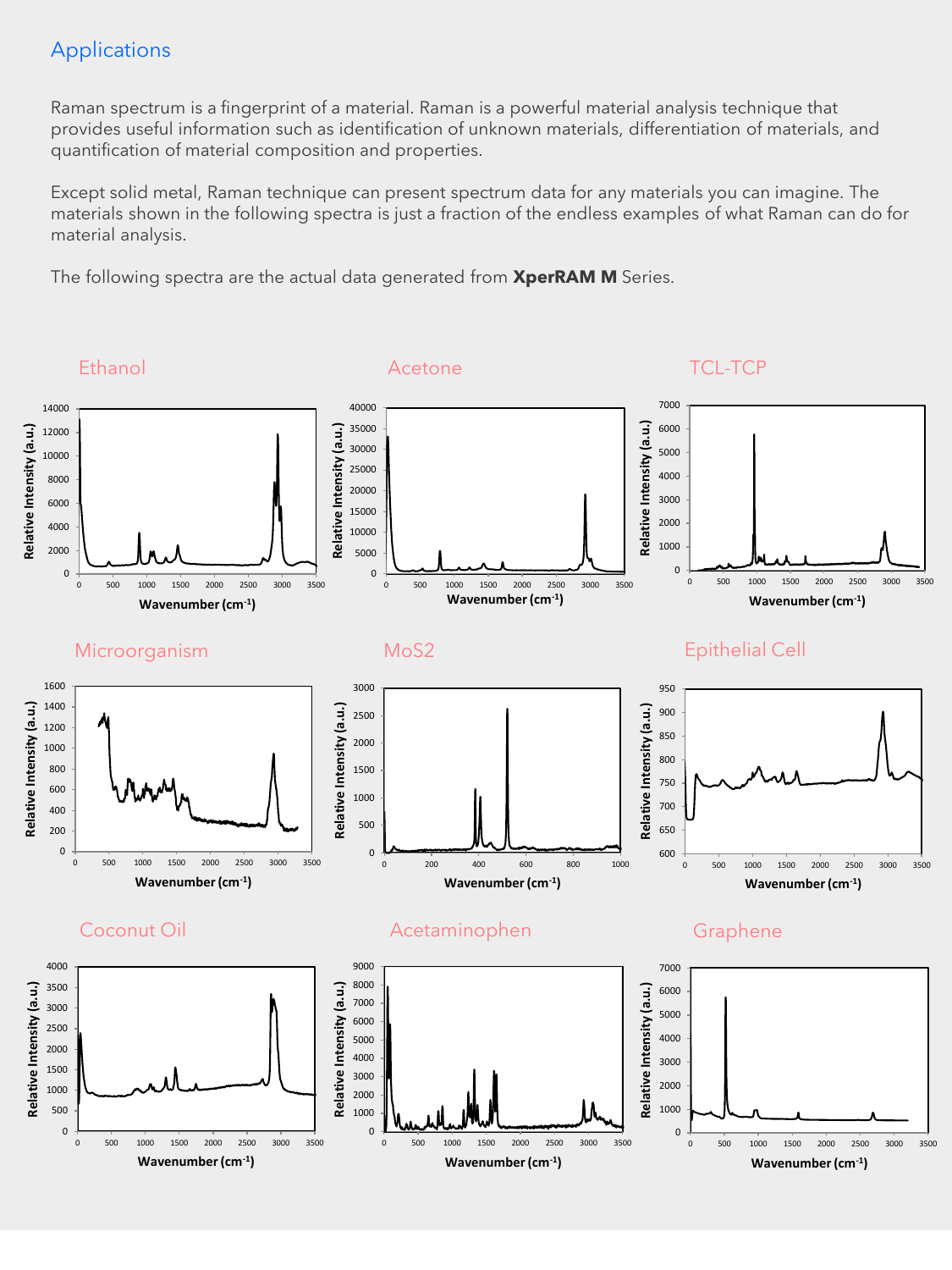## Applications

Raman spectrum is a fingerprint of a material. Raman is a powerful material analysis technique that provides useful information such as identification of unknown materials, differentiation of materials, and quantification of material composition and properties.

Except solid metal, Raman technique can present spectrum data for any materials you can imagine. The materials shown in the following spectra is just a fraction of the endless examples of what Raman can do for material analysis.

The following spectra are the actual data generated from **XperRAM M** Series.

### Ethanol

### Acetone

### TCL-TCP

### Microorganism

### MoS2

### Epithelial Cell

### Coconut Oil

### Acetaminophen

### Graphene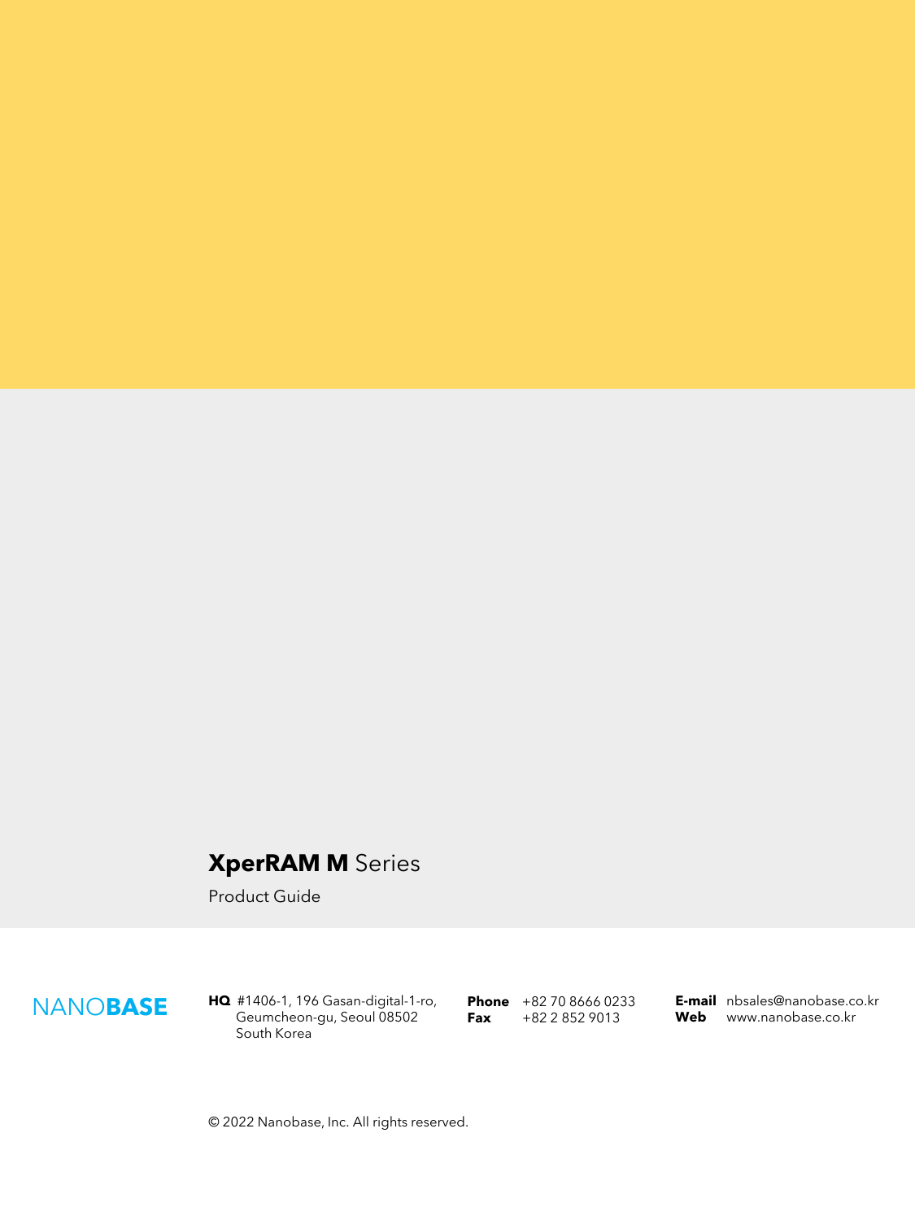**XperRAM M** Series

Product Guide

NANO**BASE**

**HQ** #1406-1, 196 Gasan-digital-1-ro,
Geumcheon-gu, Seoul 08502
South Korea

**Phone** +82 70 8666 0233
**Fax** +82 2 852 9013

**E-mail** nbsales@nanobase.co.kr
**Web** www.nanobase.co.kr

© 2022 Nanobase, Inc. All rights reserved.